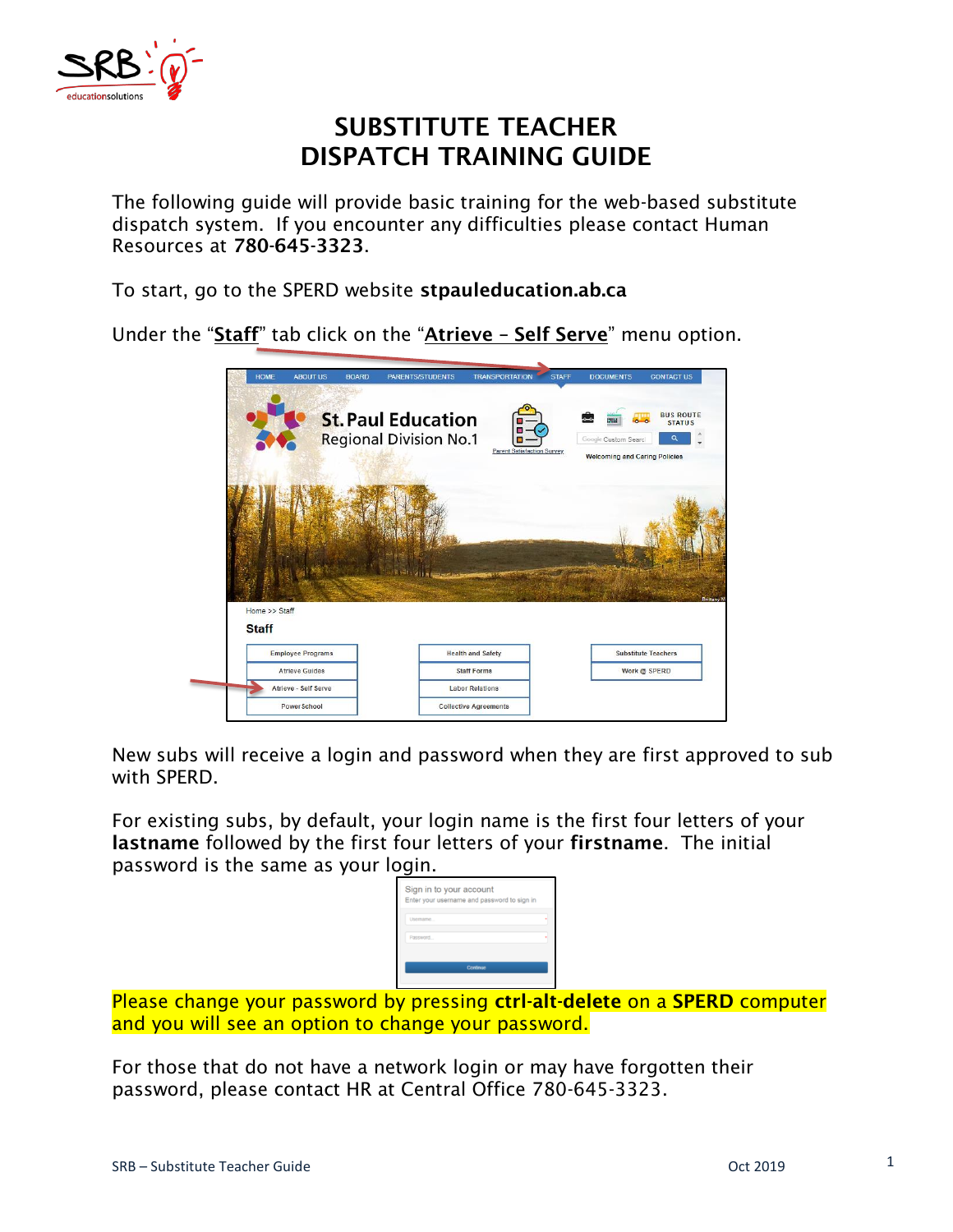# SUBSTITUTE TEACHER DISPATCH TRAINING GUIDE

The following guide will provide basic training for the web-based substitute dispatch system. If you encounter any difficulties please contact Human Resources at **780-645-3323**.

To start, go to the SPERD website **stpauleducation.ab.ca**

Under the "**Staff**" tab click on the "**Atrieve – Self Serve**" menu option.

New subs will receive a login and password when they are first approved to sub with SPERD.

For existing subs, by default, your login name is the first four letters of your **lastname** followed by the first four letters of your **firstname**. The initial password is the same as your login.

Please change your password by pressing **ctrl-alt-delete** on a **SPERD** computer and you will see an option to change your password.

For those that do not have a network login or may have forgotten their password, please contact HR at Central Office 780-645-3323.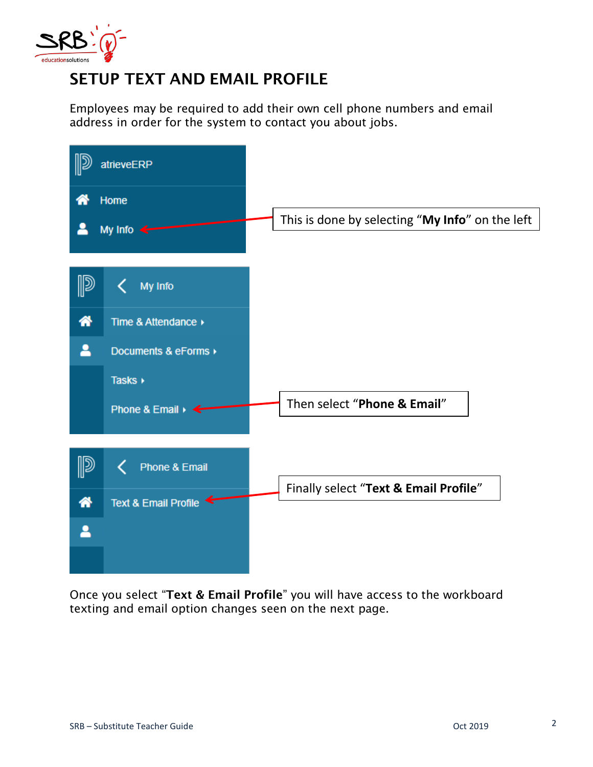# SETUP TEXT AND EMAIL PROFILE

Employees may be required to add their own cell phone numbers and email address in order for the system to contact you about jobs.

atrieveERP

Home

My Info

This is done by selecting "**My Info**" on the left

My Info

Time & Attendance

Documents & eForms

Tasks

Phone & Email

Then select "**Phone & Email**"

Phone & Email

Text & Email Profile

Finally select "**Text & Email Profile**"

Once you select "**Text & Email Profile**" you will have access to the workboard texting and email option changes seen on the next page.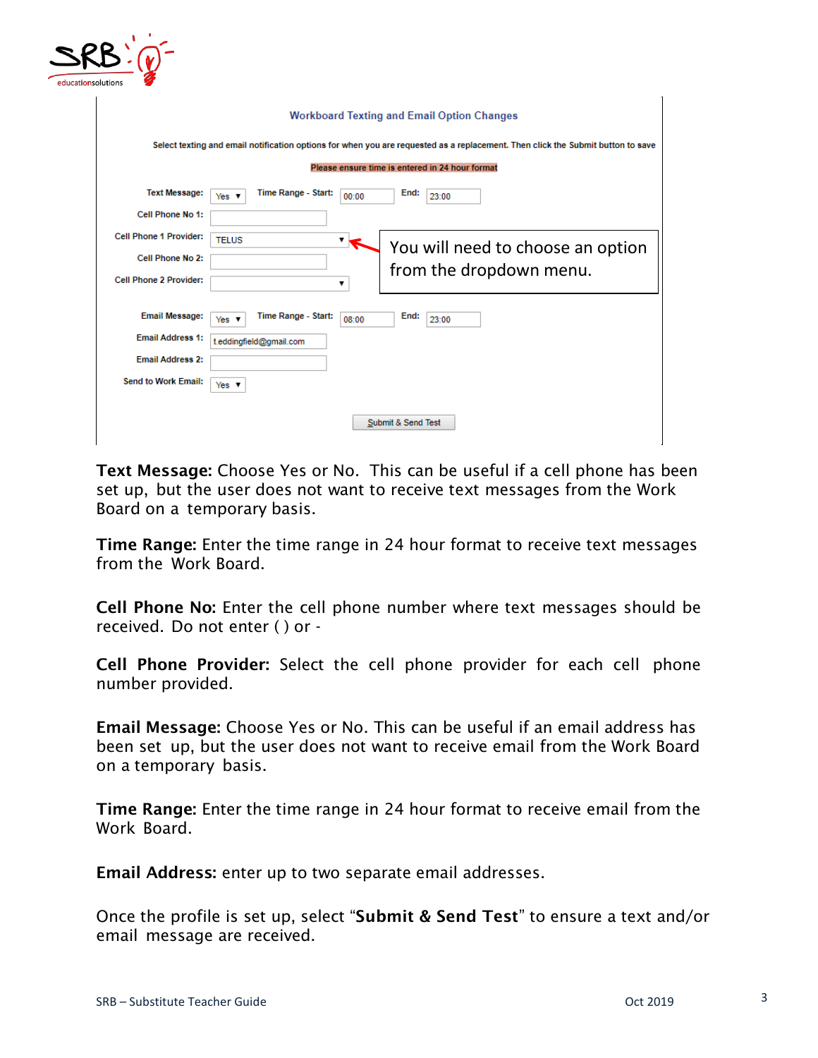### Workboard Texting and Email Option Changes

Select texting and email notification options for when you are requested as a replacement. Then click the Submit button to save

Please ensure time is entered in 24 hour format

| | | | | | |
|---|---|---|---|---|---|
| Text Message: | Yes ▾ | Time Range - Start: | 00:00 | End: | 23:00 |
| Cell Phone No 1: | | | | | |
| Cell Phone 1 Provider: | TELUS ▾ | | | | |
| Cell Phone No 2: | | | | | |
| Cell Phone 2 Provider: | ▾ | | | | |
| Email Message: | Yes ▾ | Time Range - Start: | 08:00 | End: | 23:00 |
| Email Address 1: | t.eddingfield@gmail.com | | | | |
| Email Address 2: | | | | | |
| Send to Work Email: | Yes ▾ | | | | |

You will need to choose an option from the dropdown menu.

Submit & Send Test

**Text Message:** Choose Yes or No. This can be useful if a cell phone has been set up, but the user does not want to receive text messages from the Work Board on a temporary basis.

**Time Range:** Enter the time range in 24 hour format to receive text messages from the Work Board.

**Cell Phone No:** Enter the cell phone number where text messages should be received. Do not enter ( ) or -

**Cell Phone Provider:** Select the cell phone provider for each cell phone number provided.

**Email Message:** Choose Yes or No. This can be useful if an email address has been set up, but the user does not want to receive email from the Work Board on a temporary basis.

**Time Range:** Enter the time range in 24 hour format to receive email from the Work Board.

**Email Address:** enter up to two separate email addresses.

Once the profile is set up, select "**Submit & Send Test**" to ensure a text and/or email message are received.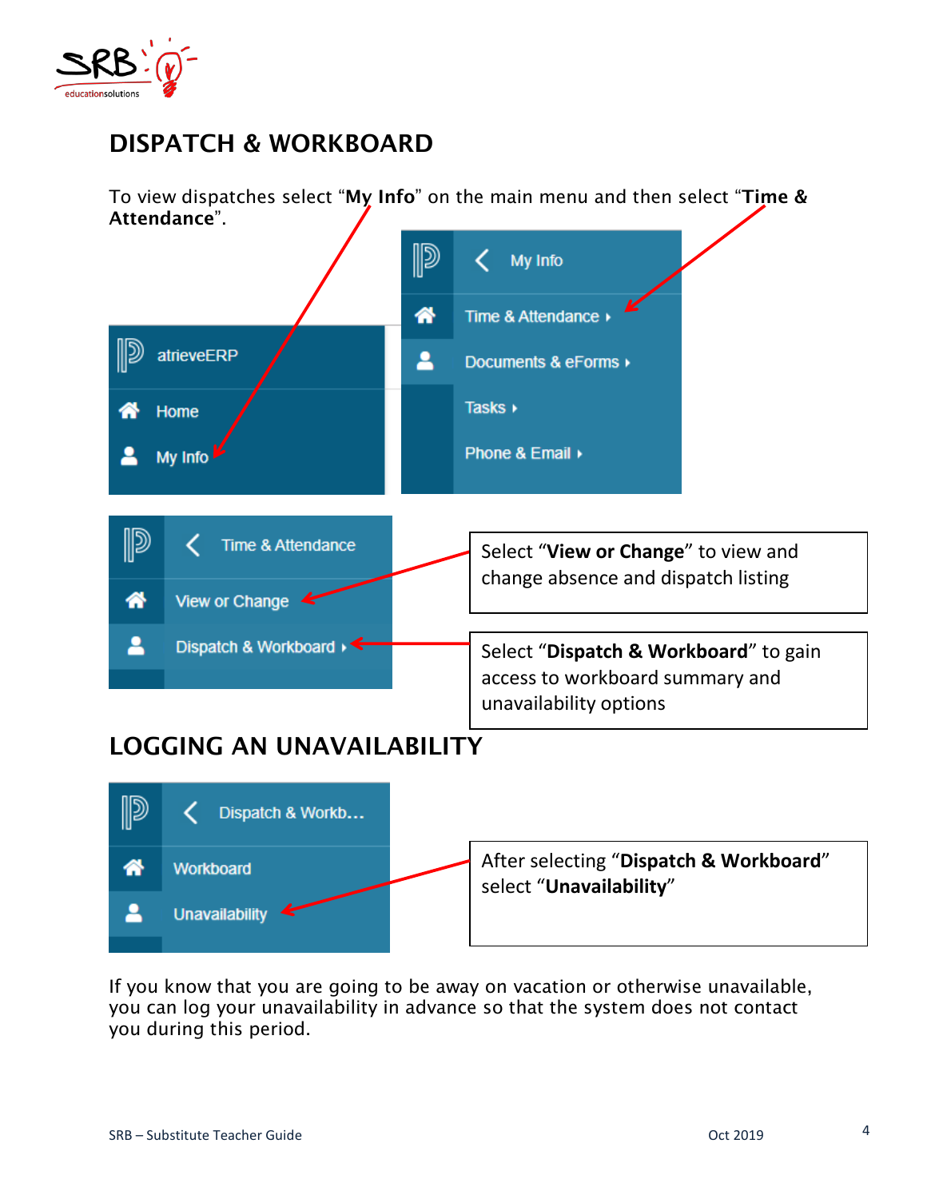## DISPATCH & WORKBOARD

To view dispatches select "**My Info**" on the main menu and then select "**Time & Attendance**".

Select "**View or Change**" to view and change absence and dispatch listing

Select "**Dispatch & Workboard**" to gain access to workboard summary and unavailability options

## LOGGING AN UNAVAILABILITY

After selecting "**Dispatch & Workboard**" select "**Unavailability**"

If you know that you are going to be away on vacation or otherwise unavailable, you can log your unavailability in advance so that the system does not contact you during this period.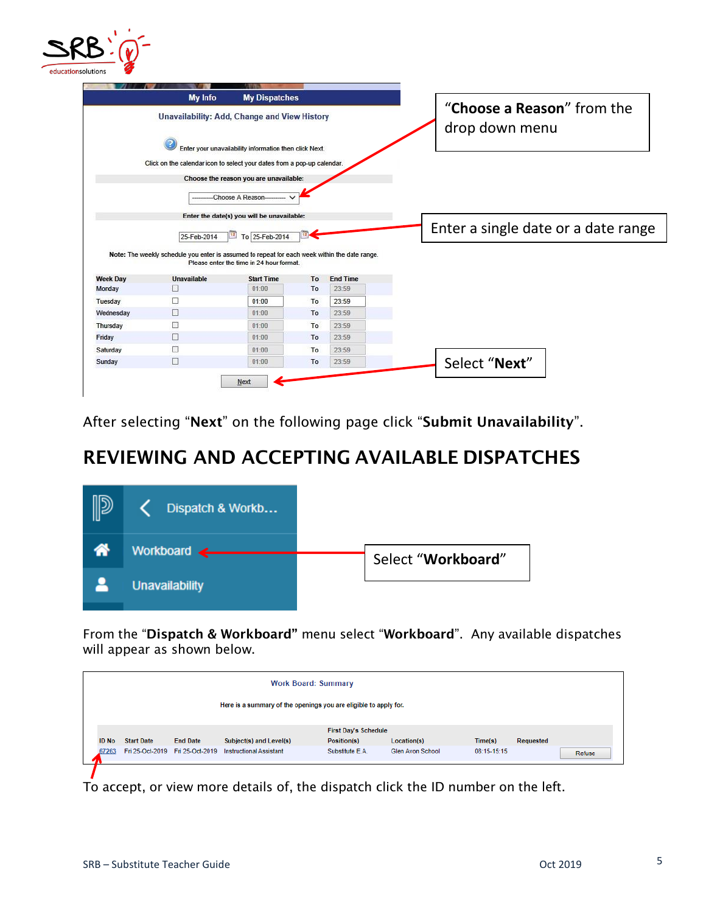“**Choose a Reason**” from the drop down menu

Enter a single date or a date range

Select “**Next**”

After selecting “**Next**” on the following page click “**Submit Unavailability**”.

## REVIEWING AND ACCEPTING AVAILABLE DISPATCHES

Select “**Workboard**”

From the “**Dispatch & Workboard”** menu select “**Workboard**”. Any available dispatches will appear as shown below.

To accept, or view more details of, the dispatch click the ID number on the left.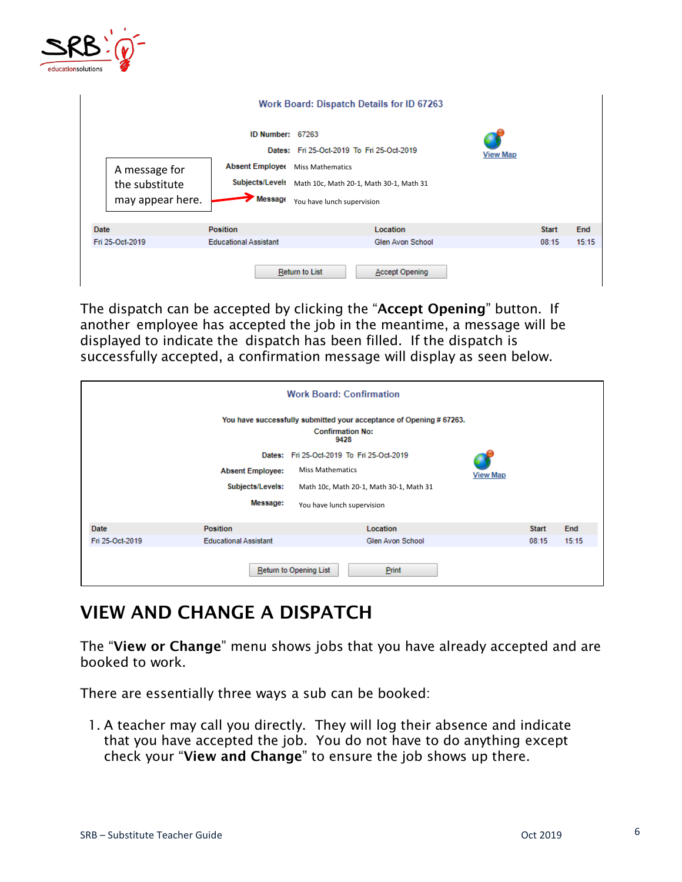**Work Board: Dispatch Details for ID 67263**

ID Number: 67263

Dates: Fri 25-Oct-2019 To Fri 25-Oct-2019

Absent Employee: Miss Mathematics

Subjects/Levels: Math 10c, Math 20-1, Math 30-1, Math 31

Message: You have lunch supervision

A message for the substitute may appear here.

View Map

| Date | Position | Location | Start | End |
|---|---|---|---|---|
| Fri 25-Oct-2019 | Educational Assistant | Glen Avon School | 08:15 | 15:15 |

Return to List | Accept Opening

The dispatch can be accepted by clicking the "**Accept Opening**" button. If another employee has accepted the job in the meantime, a message will be displayed to indicate the dispatch has been filled. If the dispatch is successfully accepted, a confirmation message will display as seen below.

**Work Board: Confirmation**

You have successfully submitted your acceptance of Opening # 67263.
Confirmation No:
9428

Dates: Fri 25-Oct-2019 To Fri 25-Oct-2019

Absent Employee: Miss Mathematics

Subjects/Levels: Math 10c, Math 20-1, Math 30-1, Math 31

Message: You have lunch supervision

View Map

| Date | Position | Location | Start | End |
|---|---|---|---|---|
| Fri 25-Oct-2019 | Educational Assistant | Glen Avon School | 08:15 | 15:15 |

Return to Opening List | Print

# VIEW AND CHANGE A DISPATCH

The "**View or Change**" menu shows jobs that you have already accepted and are booked to work.

There are essentially three ways a sub can be booked:

1. A teacher may call you directly. They will log their absence and indicate that you have accepted the job. You do not have to do anything except check your "**View and Change**" to ensure the job shows up there.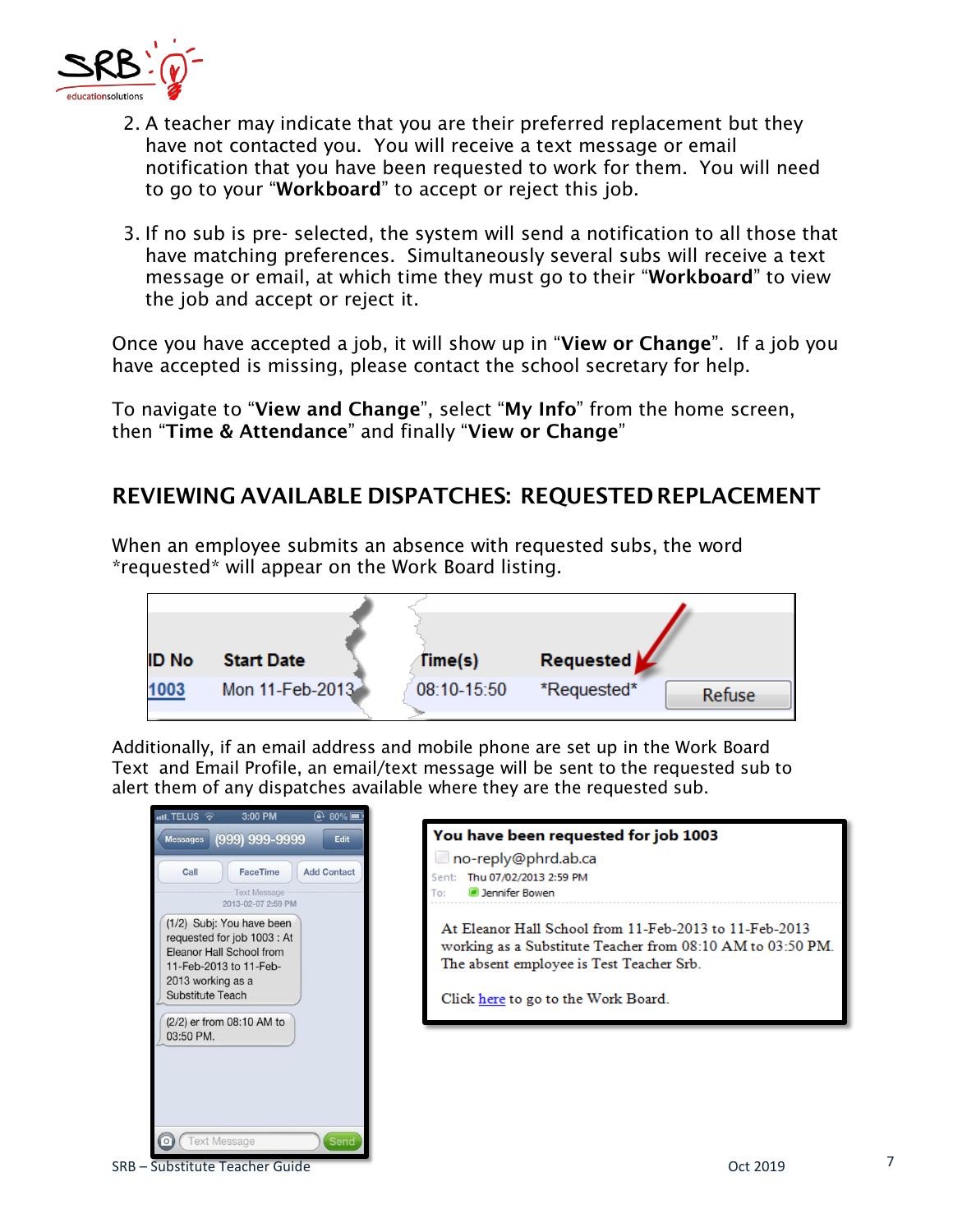2. A teacher may indicate that you are their preferred replacement but they have not contacted you. You will receive a text message or email notification that you have been requested to work for them. You will need to go to your "**Workboard**" to accept or reject this job.

3. If no sub is pre- selected, the system will send a notification to all those that have matching preferences. Simultaneously several subs will receive a text message or email, at which time they must go to their "**Workboard**" to view the job and accept or reject it.

Once you have accepted a job, it will show up in "**View or Change**". If a job you have accepted is missing, please contact the school secretary for help.

To navigate to "**View and Change**", select "**My Info**" from the home screen, then "**Time & Attendance**" and finally "**View or Change**"

## REVIEWING AVAILABLE DISPATCHES: REQUESTED REPLACEMENT

When an employee submits an absence with requested subs, the word *requested* will appear on the Work Board listing.

| ID No | Start Date | Time(s) | Requested | |
|---|---|---|---|---|
| 1003 | Mon 11-Feb-2013 | 08:10-15:50 | *Requested* | Refuse |

Additionally, if an email address and mobile phone are set up in the Work Board Text and Email Profile, an email/text message will be sent to the requested sub to alert them of any dispatches available where they are the requested sub.

(1/2) Subj: You have been requested for job 1003 : At Eleanor Hall School from 11-Feb-2013 to 11-Feb-2013 working as a Substitute Teach

(2/2) er from 08:10 AM to 03:50 PM.

**You have been requested for job 1003**

no-reply@phrd.ab.ca
Sent: Thu 07/02/2013 2:59 PM
To: Jennifer Bowen

At Eleanor Hall School from 11-Feb-2013 to 11-Feb-2013 working as a Substitute Teacher from 08:10 AM to 03:50 PM. The absent employee is Test Teacher Srb.

Click here to go to the Work Board.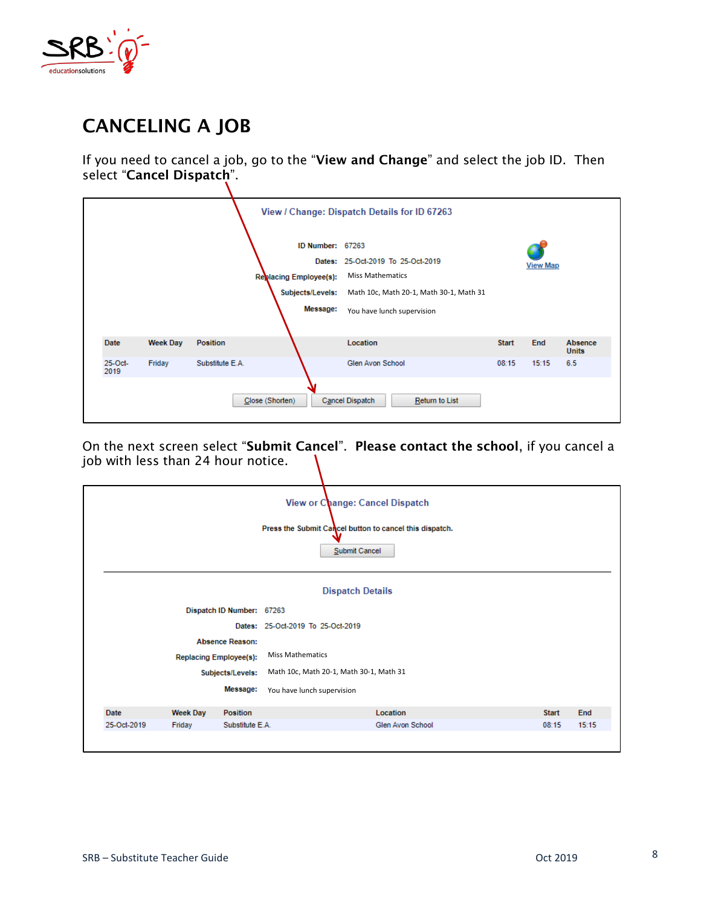# CANCELING A JOB

If you need to cancel a job, go to the "**View and Change**" and select the job ID. Then select "**Cancel Dispatch**".

**View / Change: Dispatch Details for ID 67263**

**ID Number:** 67263
**Dates:** 25-Oct-2019 To 25-Oct-2019
**Replacing Employee(s):** Miss Mathematics
**Subjects/Levels:** Math 10c, Math 20-1, Math 30-1, Math 31
**Message:** You have lunch supervision

View Map

| Date | Week Day | Position | Location | Start | End | Absence Units |
|---|---|---|---|---|---|---|
| 25-Oct-2019 | Friday | Substitute E.A. | Glen Avon School | 08:15 | 15:15 | 6.5 |

Close (Shorten) | Cancel Dispatch | Return to List

On the next screen select "**Submit Cancel**". **Please contact the school**, if you cancel a job with less than 24 hour notice.

**View or Change: Cancel Dispatch**

**Press the Submit Cancel button to cancel this dispatch.**

Submit Cancel

**Dispatch Details**

**Dispatch ID Number:** 67263
**Dates:** 25-Oct-2019 To 25-Oct-2019
**Absence Reason:**
**Replacing Employee(s):** Miss Mathematics
**Subjects/Levels:** Math 10c, Math 20-1, Math 30-1, Math 31
**Message:** You have lunch supervision

| Date | Week Day | Position | Location | Start | End |
|---|---|---|---|---|---|
| 25-Oct-2019 | Friday | Substitute E.A. | Glen Avon School | 08:15 | 15:15 |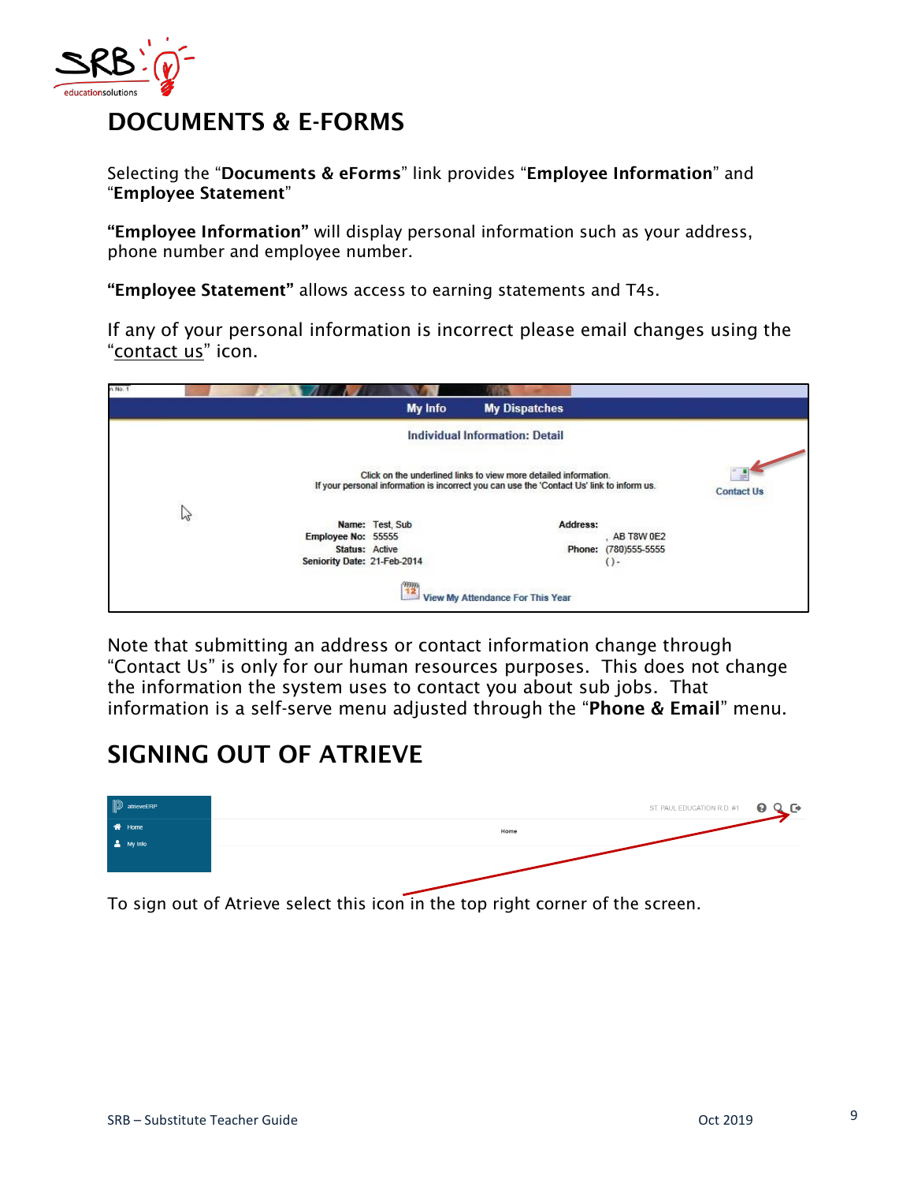# DOCUMENTS & E-FORMS

Selecting the "**Documents & eForms**" link provides "**Employee Information**" and "**Employee Statement**"

**"Employee Information"** will display personal information such as your address, phone number and employee number.

**"Employee Statement"** allows access to earning statements and T4s.

If any of your personal information is incorrect please email changes using the "contact us" icon.

Note that submitting an address or contact information change through "Contact Us" is only for our human resources purposes. This does not change the information the system uses to contact you about sub jobs. That information is a self-serve menu adjusted through the "**Phone & Email**" menu.

# SIGNING OUT OF ATRIEVE

To sign out of Atrieve select this icon in the top right corner of the screen.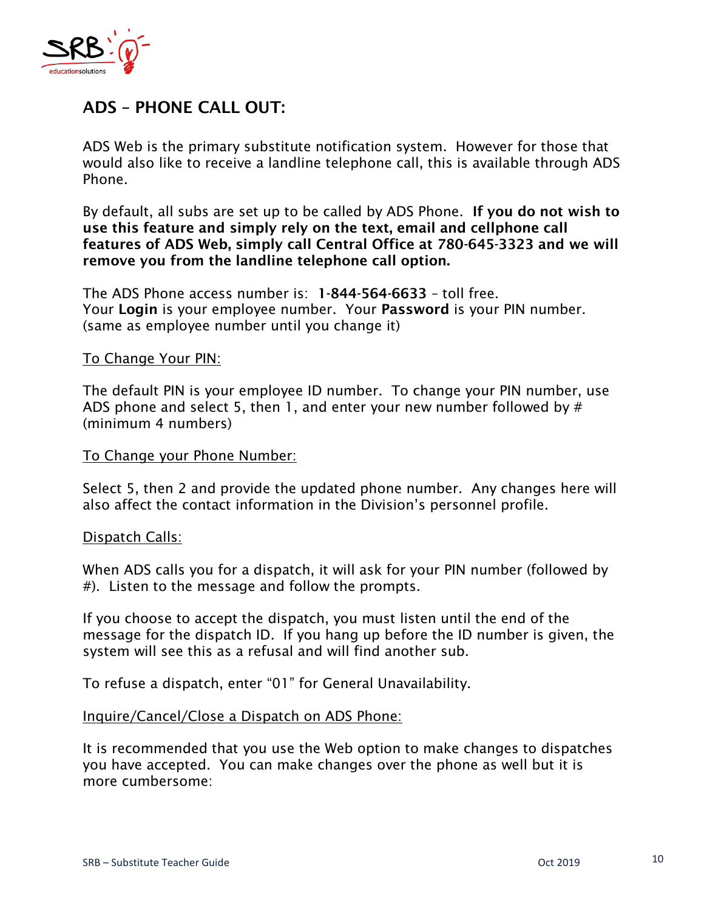## ADS – PHONE CALL OUT:

ADS Web is the primary substitute notification system. However for those that would also like to receive a landline telephone call, this is available through ADS Phone.

By default, all subs are set up to be called by ADS Phone. **If you do not wish to use this feature and simply rely on the text, email and cellphone call features of ADS Web, simply call Central Office at 780-645-3323 and we will remove you from the landline telephone call option.**

The ADS Phone access number is: **1-844-564-6633** – toll free.
Your **Login** is your employee number. Your **Password** is your PIN number. (same as employee number until you change it)

<u>To Change Your PIN:</u>

The default PIN is your employee ID number. To change your PIN number, use ADS phone and select 5, then 1, and enter your new number followed by # (minimum 4 numbers)

<u>To Change your Phone Number:</u>

Select 5, then 2 and provide the updated phone number. Any changes here will also affect the contact information in the Division's personnel profile.

<u>Dispatch Calls:</u>

When ADS calls you for a dispatch, it will ask for your PIN number (followed by #). Listen to the message and follow the prompts.

If you choose to accept the dispatch, you must listen until the end of the message for the dispatch ID. If you hang up before the ID number is given, the system will see this as a refusal and will find another sub.

To refuse a dispatch, enter "01" for General Unavailability.

<u>Inquire/Cancel/Close a Dispatch on ADS Phone:</u>

It is recommended that you use the Web option to make changes to dispatches you have accepted. You can make changes over the phone as well but it is more cumbersome: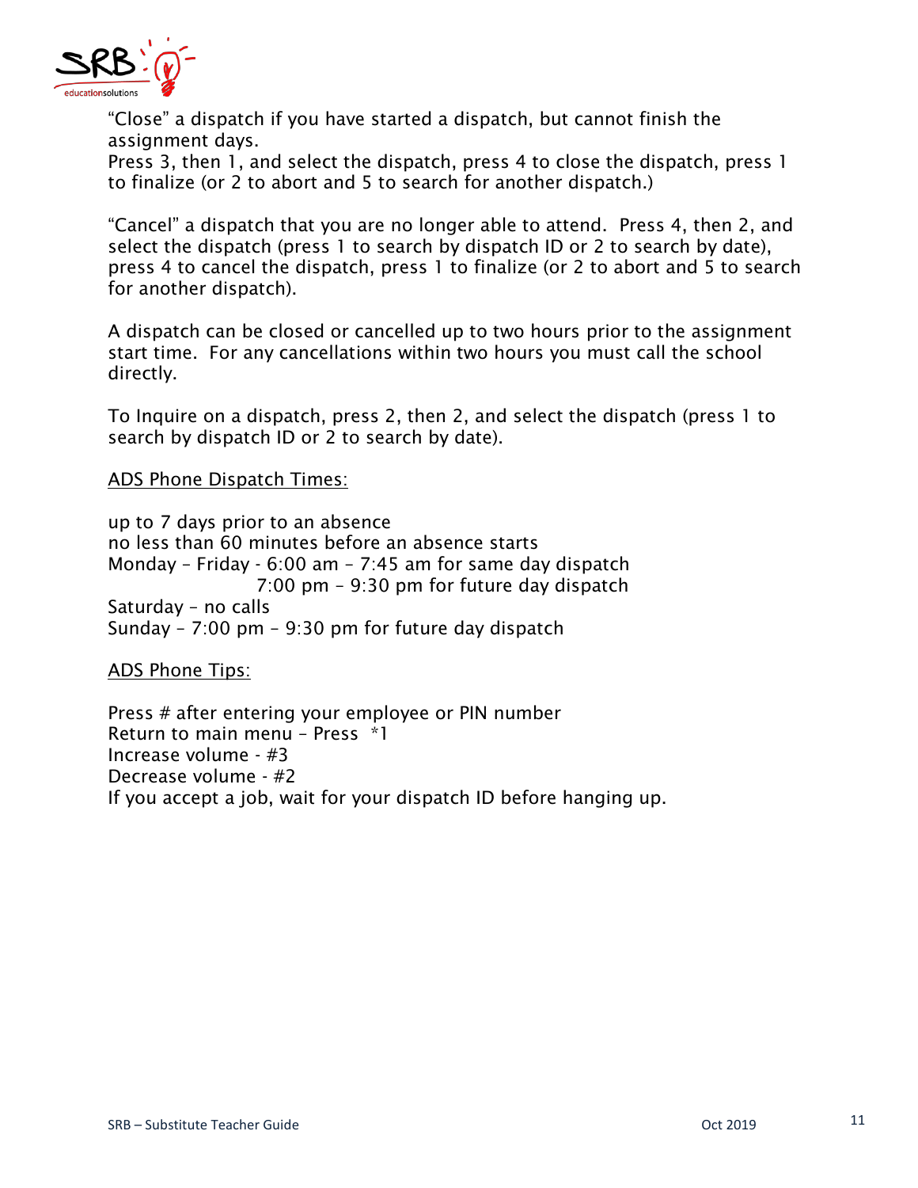"Close" a dispatch if you have started a dispatch, but cannot finish the assignment days.
Press 3, then 1, and select the dispatch, press 4 to close the dispatch, press 1 to finalize (or 2 to abort and 5 to search for another dispatch.)

"Cancel" a dispatch that you are no longer able to attend. Press 4, then 2, and select the dispatch (press 1 to search by dispatch ID or 2 to search by date), press 4 to cancel the dispatch, press 1 to finalize (or 2 to abort and 5 to search for another dispatch).

A dispatch can be closed or cancelled up to two hours prior to the assignment start time. For any cancellations within two hours you must call the school directly.

To Inquire on a dispatch, press 2, then 2, and select the dispatch (press 1 to search by dispatch ID or 2 to search by date).

<u>ADS Phone Dispatch Times:</u>

up to 7 days prior to an absence
no less than 60 minutes before an absence starts
Monday – Friday - 6:00 am – 7:45 am for same day dispatch
7:00 pm – 9:30 pm for future day dispatch
Saturday – no calls
Sunday – 7:00 pm – 9:30 pm for future day dispatch

<u>ADS Phone Tips:</u>

Press # after entering your employee or PIN number
Return to main menu – Press *1
Increase volume - #3
Decrease volume - #2
If you accept a job, wait for your dispatch ID before hanging up.